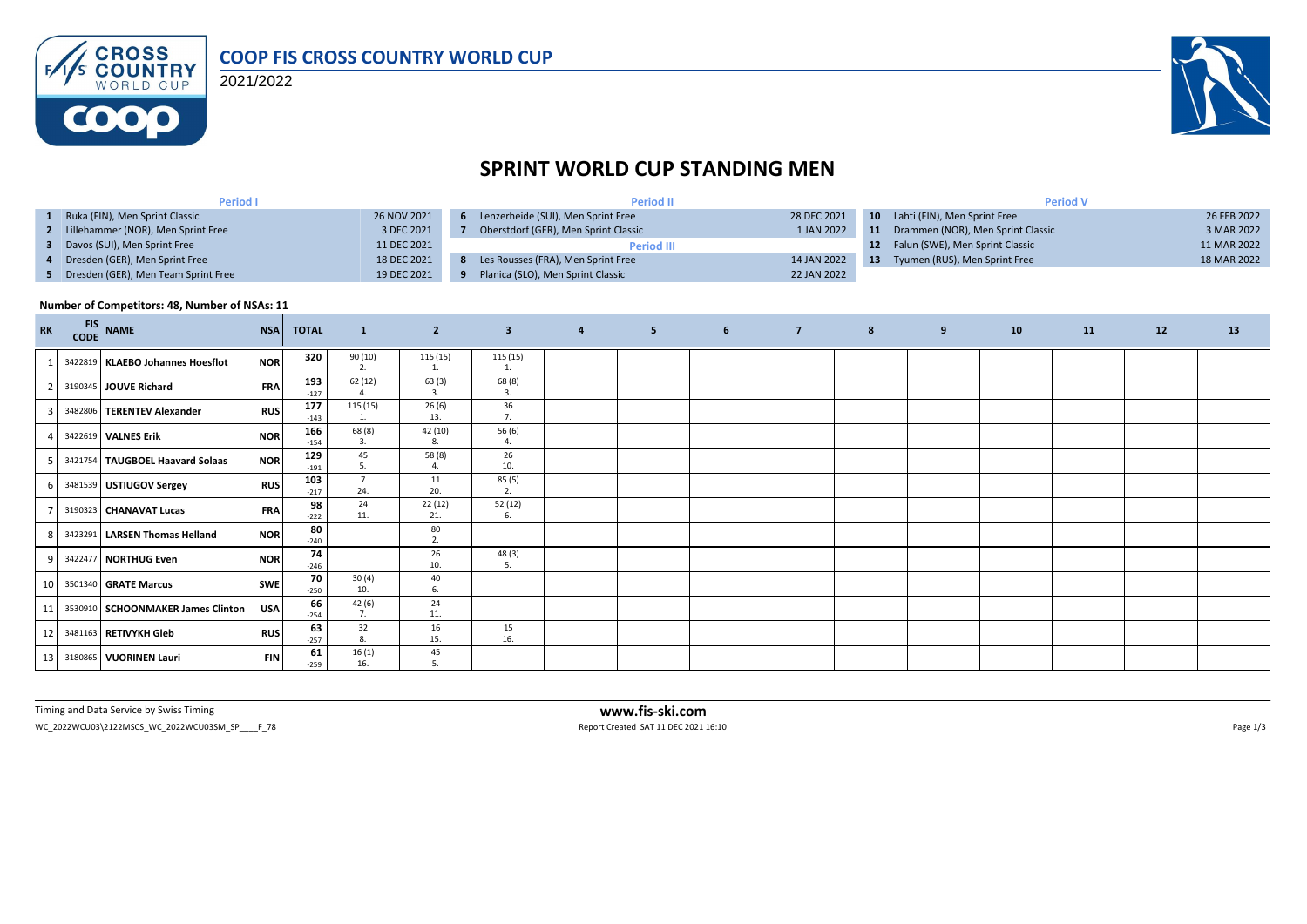# COOP FIS CROSS COUNTRY WORLD CUP

2021/2022

## SPRINT WORLD CUP STANDING MEN

| Period I | | | Period II | | | Period V | | |
|---|---|---|---|---|---|---|---|---|
| 1 | Ruka (FIN), Men Sprint Classic | 26 NOV 2021 | 6 | Lenzerheide (SUI), Men Sprint Free | 28 DEC 2021 | 10 | Lahti (FIN), Men Sprint Free | 26 FEB 2022 |
| 2 | Lillehammer (NOR), Men Sprint Free | 3 DEC 2021 | 7 | Oberstdorf (GER), Men Sprint Classic | 1 JAN 2022 | 11 | Drammen (NOR), Men Sprint Classic | 3 MAR 2022 |
| 3 | Davos (SUI), Men Sprint Free | 11 DEC 2021 | | Period III | | 12 | Falun (SWE), Men Sprint Classic | 11 MAR 2022 |
| 4 | Dresden (GER), Men Sprint Free | 18 DEC 2021 | 8 | Les Rousses (FRA), Men Sprint Free | 14 JAN 2022 | 13 | Tyumen (RUS), Men Sprint Free | 18 MAR 2022 |
| 5 | Dresden (GER), Men Team Sprint Free | 19 DEC 2021 | 9 | Planica (SLO), Men Sprint Classic | 22 JAN 2022 | | | |

**Number of Competitors: 48, Number of NSAs: 11**

| RK | FIS CODE | NAME | NSA | TOTAL | 1 | 2 | 3 | 4 | 5 | 6 | 7 | 8 | 9 | 10 | 11 | 12 | 13 |
|---|---|---|---|---|---|---|---|---|---|---|---|---|---|---|---|---|---|
| 1 | 3422819 | **KLAEBO Johannes Hoesflot** | NOR | 320 | 90 (10) 2. | 115 (15) 1. | 115 (15) 1. | | | | | | | | | | |
| 2 | 3190345 | **JOUVE Richard** | FRA | 193 -127 | 62 (12) 4. | 63 (3) 3. | 68 (8) 3. | | | | | | | | | | |
| 3 | 3482806 | **TERENTEV Alexander** | RUS | 177 -143 | 115 (15) 1. | 26 (6) 13. | 36 7. | | | | | | | | | | |
| 4 | 3422619 | **VALNES Erik** | NOR | 166 -154 | 68 (8) 3. | 42 (10) 8. | 56 (6) 4. | | | | | | | | | | |
| 5 | 3421754 | **TAUGBOEL Haavard Solaas** | NOR | 129 -191 | 45 5. | 58 (8) 4. | 26 10. | | | | | | | | | | |
| 6 | 3481539 | **USTIUGOV Sergey** | RUS | 103 -217 | 7 24. | 11 20. | 85 (5) 2. | | | | | | | | | | |
| 7 | 3190323 | **CHANAVAT Lucas** | FRA | 98 -222 | 24 11. | 22 (12) 21. | 52 (12) 6. | | | | | | | | | | |
| 8 | 3423291 | **LARSEN Thomas Helland** | NOR | 80 -240 | | 80 2. | | | | | | | | | | | |
| 9 | 3422477 | **NORTHUG Even** | NOR | 74 -246 | | 26 10. | 48 (3) 5. | | | | | | | | | | |
| 10 | 3501340 | **GRATE Marcus** | SWE | 70 -250 | 30 (4) 10. | 40 6. | | | | | | | | | | | |
| 11 | 3530910 | **SCHOONMAKER James Clinton** | USA | 66 -254 | 42 (6) 7. | 24 11. | | | | | | | | | | | |
| 12 | 3481163 | **RETIVYKH Gleb** | RUS | 63 -257 | 32 8. | 16 15. | 15 16. | | | | | | | | | | |
| 13 | 3180865 | **VUORINEN Lauri** | FIN | 61 -259 | 16 (1) 16. | 45 5. | | | | | | | | | | | |

Timing and Data Service by Swiss Timing

www.fis-ski.com

WC_2022WCU03\2122MSCS_WC_2022WCU03SM_SP____F_78

Report Created SAT 11 DEC 2021 16:10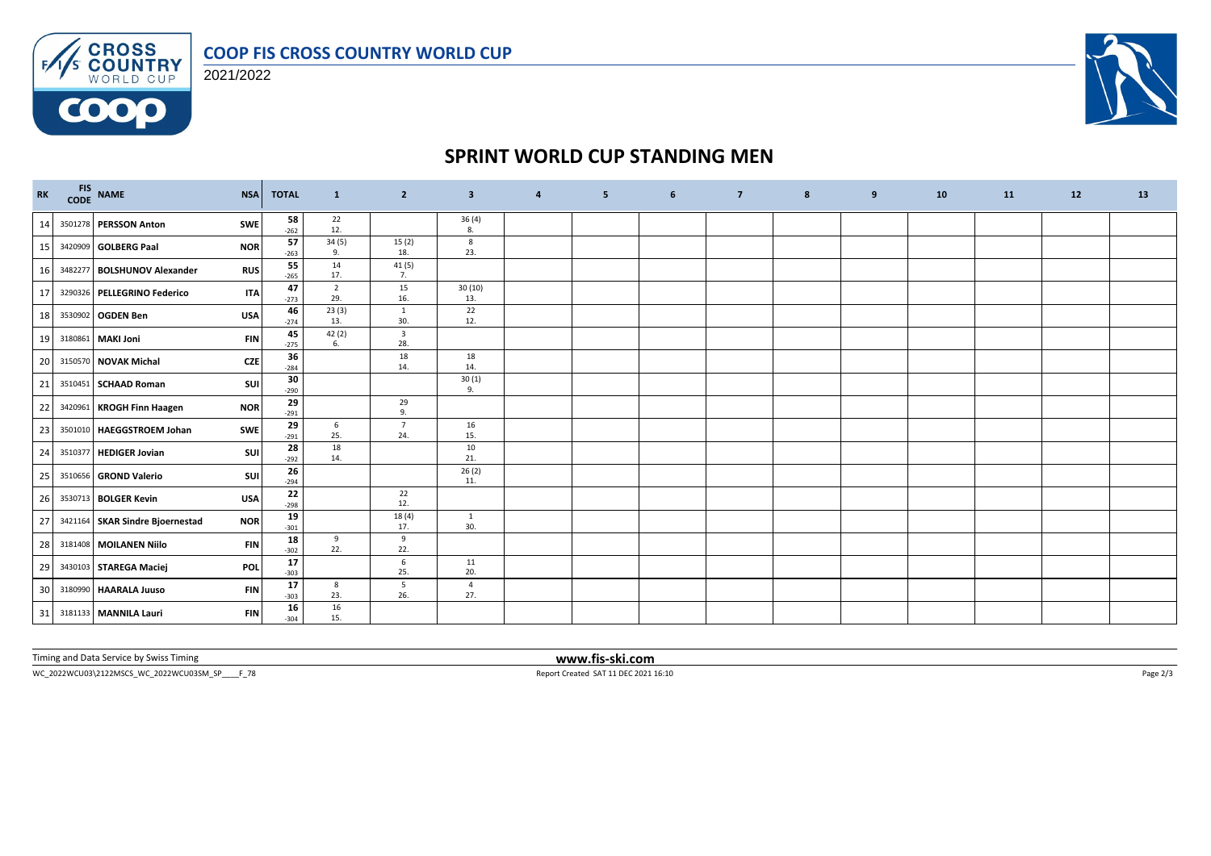# SPRINT WORLD CUP STANDING MEN

| RK | FIS CODE | NAME | NSA | TOTAL | 1 | 2 | 3 | 4 | 5 | 6 | 7 | 8 | 9 | 10 | 11 | 12 | 13 |
|---|---|---|---|---|---|---|---|---|---|---|---|---|---|---|---|---|---|
| 14 | 3501278 | **PERSSON Anton** | SWE | **58** -262 | 22 12. | | 36 (4) 8. | | | | | | | | | | |
| 15 | 3420909 | **GOLBERG Paal** | NOR | **57** -263 | 34 (5) 9. | 15 (2) 18. | 8 23. | | | | | | | | | | |
| 16 | 3482277 | **BOLSHUNOV Alexander** | RUS | **55** -265 | 14 17. | 41 (5) 7. | | | | | | | | | | | |
| 17 | 3290326 | **PELLEGRINO Federico** | ITA | **47** -273 | 2 29. | 15 16. | 30 (10) 13. | | | | | | | | | | |
| 18 | 3530902 | **OGDEN Ben** | USA | **46** -274 | 23 (3) 13. | 1 30. | 22 12. | | | | | | | | | | |
| 19 | 3180861 | **MAKI Joni** | FIN | **45** -275 | 42 (2) 6. | 3 28. | | | | | | | | | | | |
| 20 | 3150570 | **NOVAK Michal** | CZE | **36** -284 | | 18 14. | 18 14. | | | | | | | | | | |
| 21 | 3510451 | **SCHAAD Roman** | SUI | **30** -290 | | | 30 (1) 9. | | | | | | | | | | |
| 22 | 3420961 | **KROGH Finn Haagen** | NOR | **29** -291 | | 29 9. | | | | | | | | | | | |
| 23 | 3501010 | **HAEGGSTROEM Johan** | SWE | **29** -291 | 6 25. | 7 24. | 16 15. | | | | | | | | | | |
| 24 | 3510377 | **HEDIGER Jovian** | SUI | **28** -292 | 18 14. | | 10 21. | | | | | | | | | | |
| 25 | 3510656 | **GROND Valerio** | SUI | **26** -294 | | | 26 (2) 11. | | | | | | | | | | |
| 26 | 3530713 | **BOLGER Kevin** | USA | **22** -298 | | 22 12. | | | | | | | | | | | |
| 27 | 3421164 | **SKAR Sindre Bjoernestad** | NOR | **19** -301 | | 18 (4) 17. | 1 30. | | | | | | | | | | |
| 28 | 3181408 | **MOILANEN Niilo** | FIN | **18** -302 | 9 22. | 9 22. | | | | | | | | | | | |
| 29 | 3430103 | **STAREGA Maciej** | POL | **17** -303 | | 6 25. | 11 20. | | | | | | | | | | |
| 30 | 3180990 | **HAARALA Juuso** | FIN | **17** -303 | 8 23. | 5 26. | 4 27. | | | | | | | | | | |
| 31 | 3181133 | **MANNILA Lauri** | FIN | **16** -304 | 16 15. | | | | | | | | | | | | |

Timing and Data Service by Swiss Timing

**www.fis-ski.com**

WC_2022WCU03\2122MSCS_WC_2022WCU03SM_SP____F_78

Report Created SAT 11 DEC 2021 16:10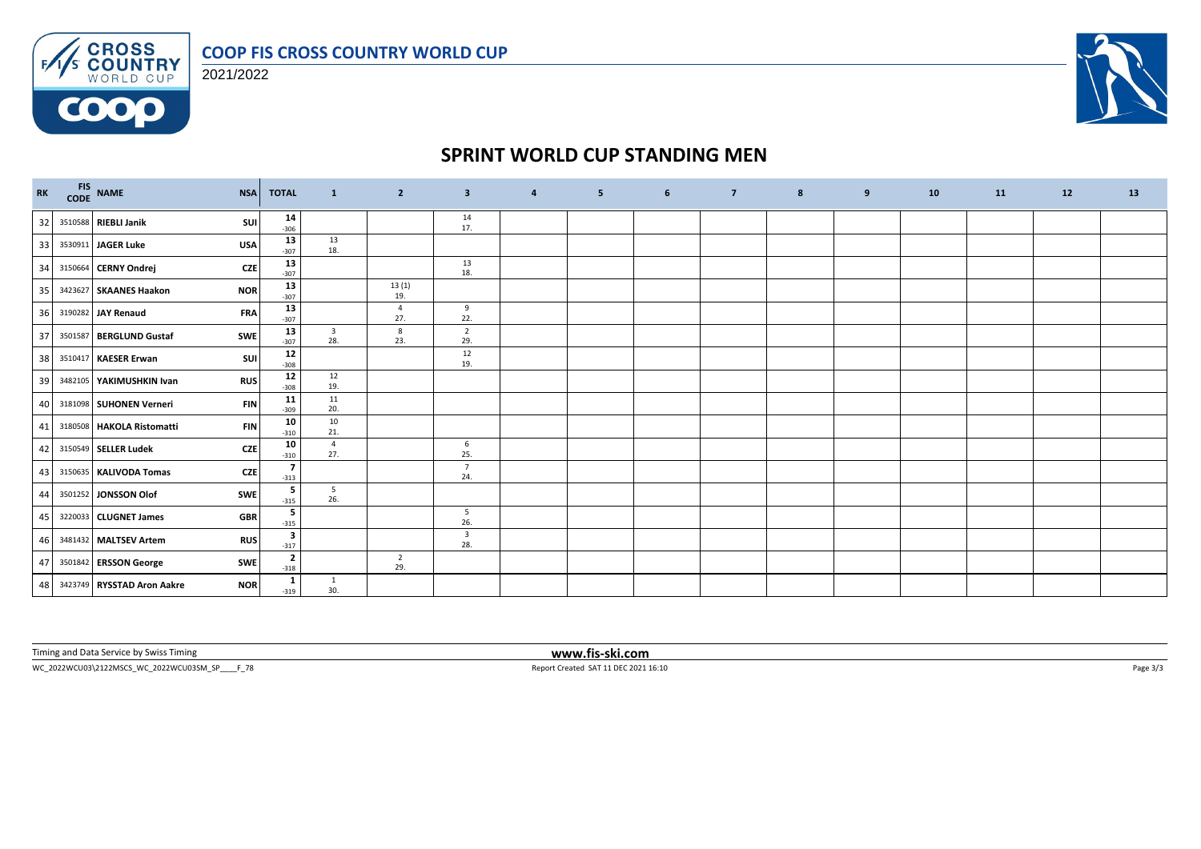# COOP FIS CROSS COUNTRY WORLD CUP

2021/2022

## SPRINT WORLD CUP STANDING MEN

| RK | FIS CODE | NAME | NSA | TOTAL | 1 | 2 | 3 | 4 | 5 | 6 | 7 | 8 | 9 | 10 | 11 | 12 | 13 |
|---|---|---|---|---|---|---|---|---|---|---|---|---|---|---|---|---|---|
| 32 | 3510588 | **RIEBLI Janik** | SUI | **14** -306 | | | 14 17. | | | | | | | | | | |
| 33 | 3530911 | **JAGER Luke** | USA | **13** -307 | 13 18. | | | | | | | | | | | | |
| 34 | 3150664 | **CERNY Ondrej** | CZE | **13** -307 | | | 13 18. | | | | | | | | | | |
| 35 | 3423627 | **SKAANES Haakon** | NOR | **13** -307 | | 13 (1) 19. | | | | | | | | | | | |
| 36 | 3190282 | **JAY Renaud** | FRA | **13** -307 | | 4 27. | 9 22. | | | | | | | | | | |
| 37 | 3501587 | **BERGLUND Gustaf** | SWE | **13** -307 | 3 28. | 8 23. | 2 29. | | | | | | | | | | |
| 38 | 3510417 | **KAESER Erwan** | SUI | **12** -308 | | | 12 19. | | | | | | | | | | |
| 39 | 3482105 | **YAKIMUSHKIN Ivan** | RUS | **12** -308 | 12 19. | | | | | | | | | | | | |
| 40 | 3181098 | **SUHONEN Verneri** | FIN | **11** -309 | 11 20. | | | | | | | | | | | | |
| 41 | 3180508 | **HAKOLA Ristomatti** | FIN | **10** -310 | 10 21. | | | | | | | | | | | | |
| 42 | 3150549 | **SELLER Ludek** | CZE | **10** -310 | 4 27. | | 6 25. | | | | | | | | | | |
| 43 | 3150635 | **KALIVODA Tomas** | CZE | **7** -313 | | | 7 24. | | | | | | | | | | |
| 44 | 3501252 | **JONSSON Olof** | SWE | **5** -315 | 5 26. | | | | | | | | | | | | |
| 45 | 3220033 | **CLUGNET James** | GBR | **5** -315 | | | 5 26. | | | | | | | | | | |
| 46 | 3481432 | **MALTSEV Artem** | RUS | **3** -317 | | | 3 28. | | | | | | | | | | |
| 47 | 3501842 | **ERSSON George** | SWE | **2** -318 | | 2 29. | | | | | | | | | | | |
| 48 | 3423749 | **RYSSTAD Aron Aakre** | NOR | **1** -319 | 1 30. | | | | | | | | | | | | |

Timing and Data Service by Swiss Timing

**www.fis-ski.com**

WC_2022WCU03\2122MSCS_WC_2022WCU03SM_SP____F_78

Report Created SAT 11 DEC 2021 16:10